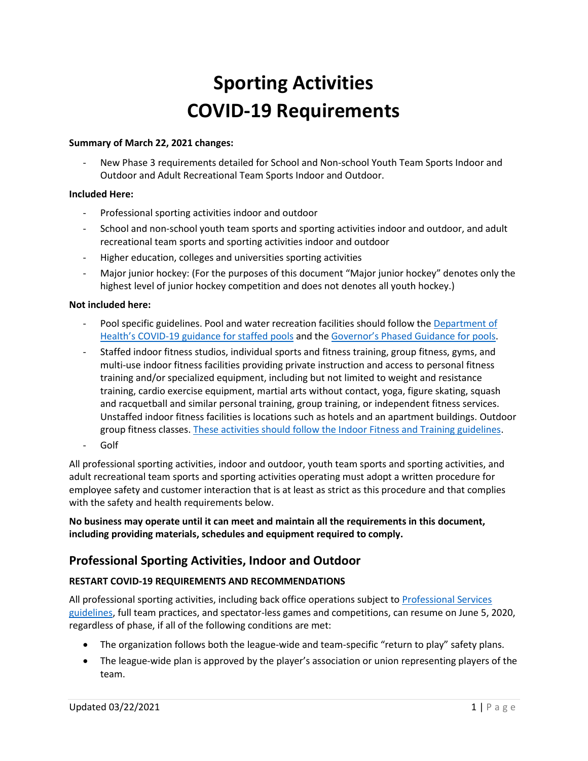# Sporting Activities COVID-19 Requirements

**Summary of March 22, 2021 changes:**

- New Phase 3 requirements detailed for School and Non-school Youth Team Sports Indoor and Outdoor and Adult Recreational Team Sports Indoor and Outdoor.

**Included Here:**

- Professional sporting activities indoor and outdoor
- School and non-school youth team sports and sporting activities indoor and outdoor, and adult recreational team sports and sporting activities indoor and outdoor
- Higher education, colleges and universities sporting activities
- Major junior hockey: (For the purposes of this document "Major junior hockey" denotes only the highest level of junior hockey competition and does not denotes all youth hockey.)

**Not included here:**

- Pool specific guidelines. Pool and water recreation facilities should follow the Department of Health's COVID-19 guidance for staffed pools and the Governor's Phased Guidance for pools.
- Staffed indoor fitness studios, individual sports and fitness training, group fitness, gyms, and multi-use indoor fitness facilities providing private instruction and access to personal fitness training and/or specialized equipment, including but not limited to weight and resistance training, cardio exercise equipment, martial arts without contact, yoga, figure skating, squash and racquetball and similar personal training, group training, or independent fitness services. Unstaffed indoor fitness facilities is locations such as hotels and an apartment buildings. Outdoor group fitness classes. These activities should follow the Indoor Fitness and Training guidelines.
- Golf

All professional sporting activities, indoor and outdoor, youth team sports and sporting activities, and adult recreational team sports and sporting activities operating must adopt a written procedure for employee safety and customer interaction that is at least as strict as this procedure and that complies with the safety and health requirements below.

**No business may operate until it can meet and maintain all the requirements in this document, including providing materials, schedules and equipment required to comply.**

## Professional Sporting Activities, Indoor and Outdoor

### RESTART COVID-19 REQUIREMENTS AND RECOMMENDATIONS

All professional sporting activities, including back office operations subject to Professional Services guidelines, full team practices, and spectator-less games and competitions, can resume on June 5, 2020, regardless of phase, if all of the following conditions are met:

- The organization follows both the league-wide and team-specific "return to play" safety plans.
- The league-wide plan is approved by the player's association or union representing players of the team.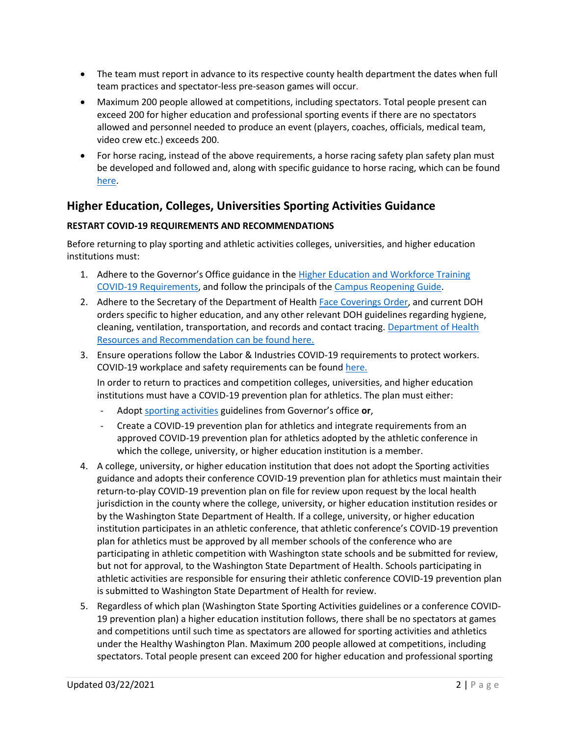- The team must report in advance to its respective county health department the dates when full team practices and spectator-less pre-season games will occur.
- Maximum 200 people allowed at competitions, including spectators. Total people present can exceed 200 for higher education and professional sporting events if there are no spectators allowed and personnel needed to produce an event (players, coaches, officials, medical team, video crew etc.) exceeds 200.
- For horse racing, instead of the above requirements, a horse racing safety plan safety plan must be developed and followed and, along with specific guidance to horse racing, which can be found [here](here).

## Higher Education, Colleges, Universities Sporting Activities Guidance

**RESTART COVID-19 REQUIREMENTS AND RECOMMENDATIONS**

Before returning to play sporting and athletic activities colleges, universities, and higher education institutions must:

1. Adhere to the Governor's Office guidance in the Higher Education and Workforce Training COVID-19 Requirements, and follow the principals of the Campus Reopening Guide.
2. Adhere to the Secretary of the Department of Health Face Coverings Order, and current DOH orders specific to higher education, and any other relevant DOH guidelines regarding hygiene, cleaning, ventilation, transportation, and records and contact tracing. Department of Health Resources and Recommendation can be found here.
3. Ensure operations follow the Labor & Industries COVID-19 requirements to protect workers. COVID-19 workplace and safety requirements can be found here.

   In order to return to practices and competition colleges, universities, and higher education institutions must have a COVID-19 prevention plan for athletics. The plan must either:

   - Adopt sporting activities guidelines from Governor's office **or**,
   - Create a COVID-19 prevention plan for athletics and integrate requirements from an approved COVID-19 prevention plan for athletics adopted by the athletic conference in which the college, university, or higher education institution is a member.
4. A college, university, or higher education institution that does not adopt the Sporting activities guidance and adopts their conference COVID-19 prevention plan for athletics must maintain their return-to-play COVID-19 prevention plan on file for review upon request by the local health jurisdiction in the county where the college, university, or higher education institution resides or by the Washington State Department of Health. If a college, university, or higher education institution participates in an athletic conference, that athletic conference's COVID-19 prevention plan for athletics must be approved by all member schools of the conference who are participating in athletic competition with Washington state schools and be submitted for review, but not for approval, to the Washington State Department of Health. Schools participating in athletic activities are responsible for ensuring their athletic conference COVID-19 prevention plan is submitted to Washington State Department of Health for review.
5. Regardless of which plan (Washington State Sporting Activities guidelines or a conference COVID-19 prevention plan) a higher education institution follows, there shall be no spectators at games and competitions until such time as spectators are allowed for sporting activities and athletics under the Healthy Washington Plan. Maximum 200 people allowed at competitions, including spectators. Total people present can exceed 200 for higher education and professional sporting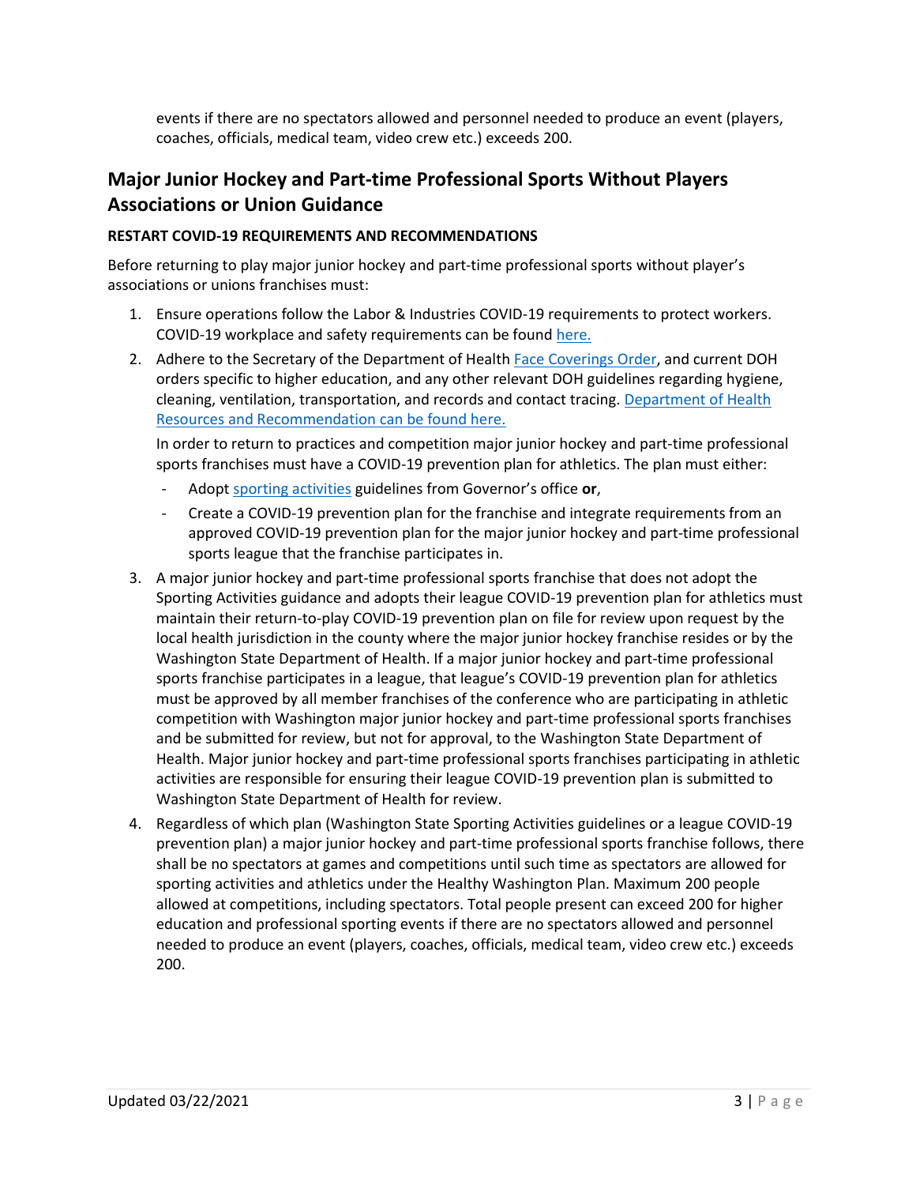events if there are no spectators allowed and personnel needed to produce an event (players, coaches, officials, medical team, video crew etc.) exceeds 200.

## Major Junior Hockey and Part-time Professional Sports Without Players Associations or Union Guidance

**RESTART COVID-19 REQUIREMENTS AND RECOMMENDATIONS**

Before returning to play major junior hockey and part-time professional sports without player's associations or unions franchises must:

1. Ensure operations follow the Labor & Industries COVID-19 requirements to protect workers. COVID-19 workplace and safety requirements can be found here.
2. Adhere to the Secretary of the Department of Health Face Coverings Order, and current DOH orders specific to higher education, and any other relevant DOH guidelines regarding hygiene, cleaning, ventilation, transportation, and records and contact tracing. Department of Health Resources and Recommendation can be found here.

   In order to return to practices and competition major junior hockey and part-time professional sports franchises must have a COVID-19 prevention plan for athletics. The plan must either:

   - Adopt sporting activities guidelines from Governor's office **or**,
   - Create a COVID-19 prevention plan for the franchise and integrate requirements from an approved COVID-19 prevention plan for the major junior hockey and part-time professional sports league that the franchise participates in.
3. A major junior hockey and part-time professional sports franchise that does not adopt the Sporting Activities guidance and adopts their league COVID-19 prevention plan for athletics must maintain their return-to-play COVID-19 prevention plan on file for review upon request by the local health jurisdiction in the county where the major junior hockey franchise resides or by the Washington State Department of Health. If a major junior hockey and part-time professional sports franchise participates in a league, that league's COVID-19 prevention plan for athletics must be approved by all member franchises of the conference who are participating in athletic competition with Washington major junior hockey and part-time professional sports franchises and be submitted for review, but not for approval, to the Washington State Department of Health. Major junior hockey and part-time professional sports franchises participating in athletic activities are responsible for ensuring their league COVID-19 prevention plan is submitted to Washington State Department of Health for review.
4. Regardless of which plan (Washington State Sporting Activities guidelines or a league COVID-19 prevention plan) a major junior hockey and part-time professional sports franchise follows, there shall be no spectators at games and competitions until such time as spectators are allowed for sporting activities and athletics under the Healthy Washington Plan. Maximum 200 people allowed at competitions, including spectators. Total people present can exceed 200 for higher education and professional sporting events if there are no spectators allowed and personnel needed to produce an event (players, coaches, officials, medical team, video crew etc.) exceeds 200.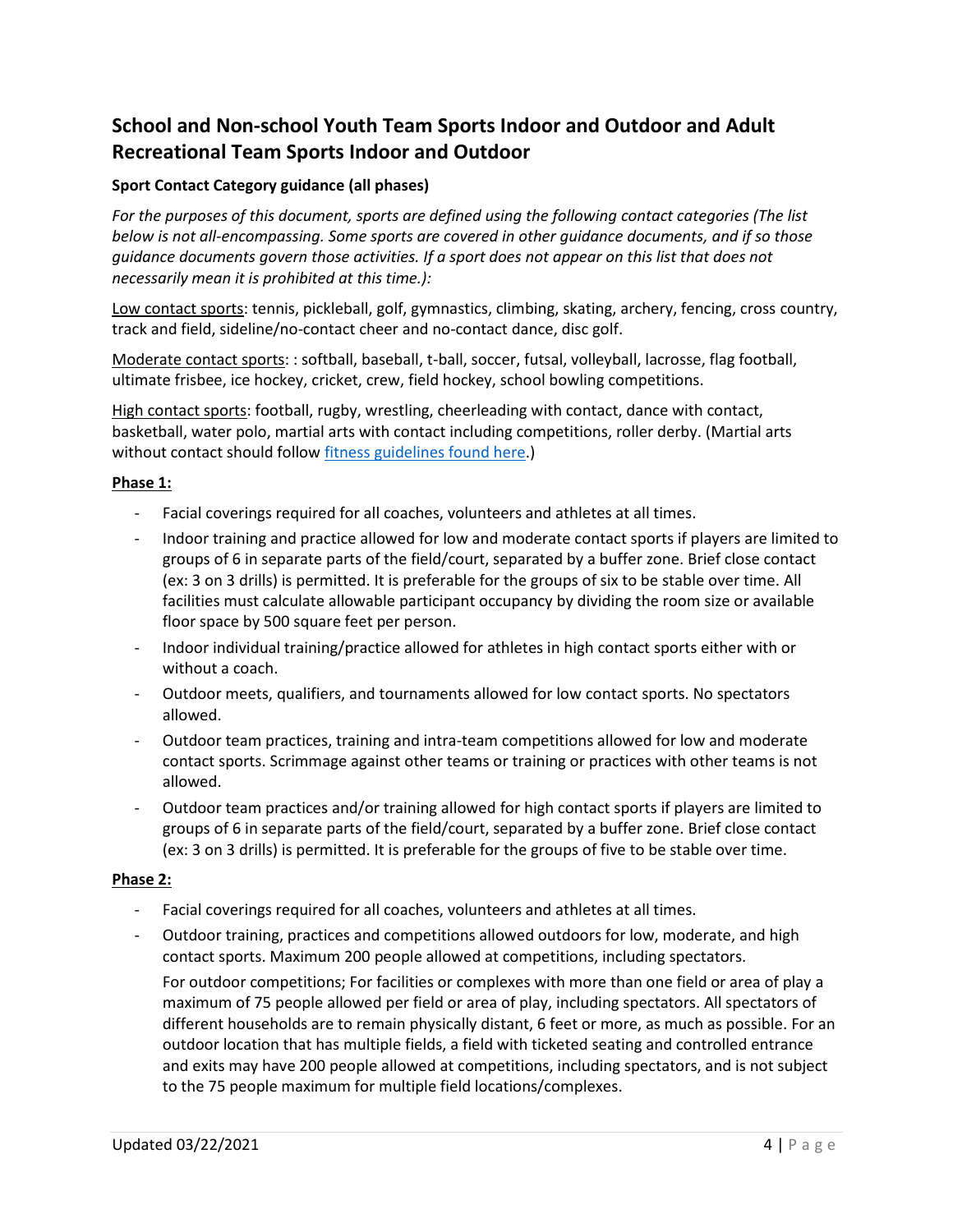## School and Non-school Youth Team Sports Indoor and Outdoor and Adult Recreational Team Sports Indoor and Outdoor

**Sport Contact Category guidance (all phases)**

*For the purposes of this document, sports are defined using the following contact categories (The list below is not all-encompassing. Some sports are covered in other guidance documents, and if so those guidance documents govern those activities. If a sport does not appear on this list that does not necessarily mean it is prohibited at this time.):*

Low contact sports: tennis, pickleball, golf, gymnastics, climbing, skating, archery, fencing, cross country, track and field, sideline/no-contact cheer and no-contact dance, disc golf.

Moderate contact sports: : softball, baseball, t-ball, soccer, futsal, volleyball, lacrosse, flag football, ultimate frisbee, ice hockey, cricket, crew, field hockey, school bowling competitions.

High contact sports: football, rugby, wrestling, cheerleading with contact, dance with contact, basketball, water polo, martial arts with contact including competitions, roller derby. (Martial arts without contact should follow fitness guidelines found here.)

**Phase 1:**

- Facial coverings required for all coaches, volunteers and athletes at all times.
- Indoor training and practice allowed for low and moderate contact sports if players are limited to groups of 6 in separate parts of the field/court, separated by a buffer zone. Brief close contact (ex: 3 on 3 drills) is permitted. It is preferable for the groups of six to be stable over time. All facilities must calculate allowable participant occupancy by dividing the room size or available floor space by 500 square feet per person.
- Indoor individual training/practice allowed for athletes in high contact sports either with or without a coach.
- Outdoor meets, qualifiers, and tournaments allowed for low contact sports. No spectators allowed.
- Outdoor team practices, training and intra-team competitions allowed for low and moderate contact sports. Scrimmage against other teams or training or practices with other teams is not allowed.
- Outdoor team practices and/or training allowed for high contact sports if players are limited to groups of 6 in separate parts of the field/court, separated by a buffer zone. Brief close contact (ex: 3 on 3 drills) is permitted. It is preferable for the groups of five to be stable over time.

**Phase 2:**

- Facial coverings required for all coaches, volunteers and athletes at all times.
- Outdoor training, practices and competitions allowed outdoors for low, moderate, and high contact sports. Maximum 200 people allowed at competitions, including spectators.

  For outdoor competitions; For facilities or complexes with more than one field or area of play a maximum of 75 people allowed per field or area of play, including spectators. All spectators of different households are to remain physically distant, 6 feet or more, as much as possible. For an outdoor location that has multiple fields, a field with ticketed seating and controlled entrance and exits may have 200 people allowed at competitions, including spectators, and is not subject to the 75 people maximum for multiple field locations/complexes.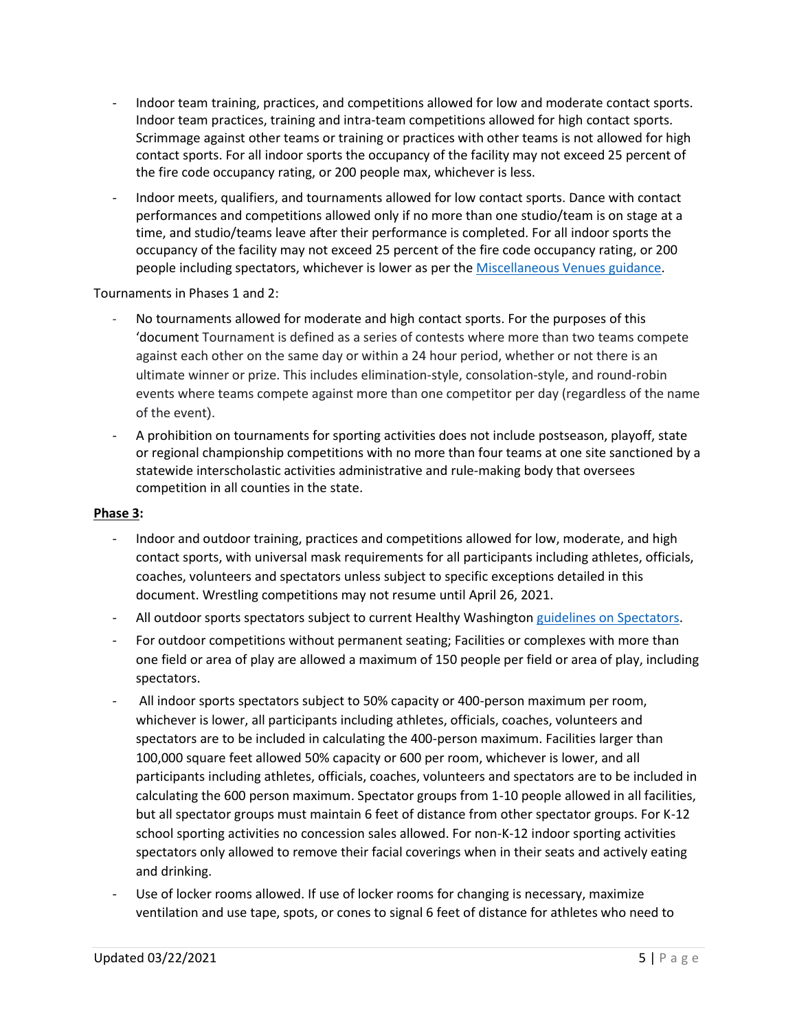- Indoor team training, practices, and competitions allowed for low and moderate contact sports. Indoor team practices, training and intra-team competitions allowed for high contact sports. Scrimmage against other teams or training or practices with other teams is not allowed for high contact sports. For all indoor sports the occupancy of the facility may not exceed 25 percent of the fire code occupancy rating, or 200 people max, whichever is less.
- Indoor meets, qualifiers, and tournaments allowed for low contact sports. Dance with contact performances and competitions allowed only if no more than one studio/team is on stage at a time, and studio/teams leave after their performance is completed. For all indoor sports the occupancy of the facility may not exceed 25 percent of the fire code occupancy rating, or 200 people including spectators, whichever is lower as per the [Miscellaneous Venues guidance](#).

Tournaments in Phases 1 and 2:

- No tournaments allowed for moderate and high contact sports. For the purposes of this 'document Tournament is defined as a series of contests where more than two teams compete against each other on the same day or within a 24 hour period, whether or not there is an ultimate winner or prize. This includes elimination-style, consolation-style, and round-robin events where teams compete against more than one competitor per day (regardless of the name of the event).
- A prohibition on tournaments for sporting activities does not include postseason, playoff, state or regional championship competitions with no more than four teams at one site sanctioned by a statewide interscholastic activities administrative and rule-making body that oversees competition in all counties in the state.

**Phase 3:**

- Indoor and outdoor training, practices and competitions allowed for low, moderate, and high contact sports, with universal mask requirements for all participants including athletes, officials, coaches, volunteers and spectators unless subject to specific exceptions detailed in this document. Wrestling competitions may not resume until April 26, 2021.
- All outdoor sports spectators subject to current Healthy Washington [guidelines on Spectators](#).
- For outdoor competitions without permanent seating; Facilities or complexes with more than one field or area of play are allowed a maximum of 150 people per field or area of play, including spectators.
- All indoor sports spectators subject to 50% capacity or 400-person maximum per room, whichever is lower, all participants including athletes, officials, coaches, volunteers and spectators are to be included in calculating the 400-person maximum. Facilities larger than 100,000 square feet allowed 50% capacity or 600 per room, whichever is lower, and all participants including athletes, officials, coaches, volunteers and spectators are to be included in calculating the 600 person maximum. Spectator groups from 1-10 people allowed in all facilities, but all spectator groups must maintain 6 feet of distance from other spectator groups. For K-12 school sporting activities no concession sales allowed. For non-K-12 indoor sporting activities spectators only allowed to remove their facial coverings when in their seats and actively eating and drinking.
- Use of locker rooms allowed. If use of locker rooms for changing is necessary, maximize ventilation and use tape, spots, or cones to signal 6 feet of distance for athletes who need to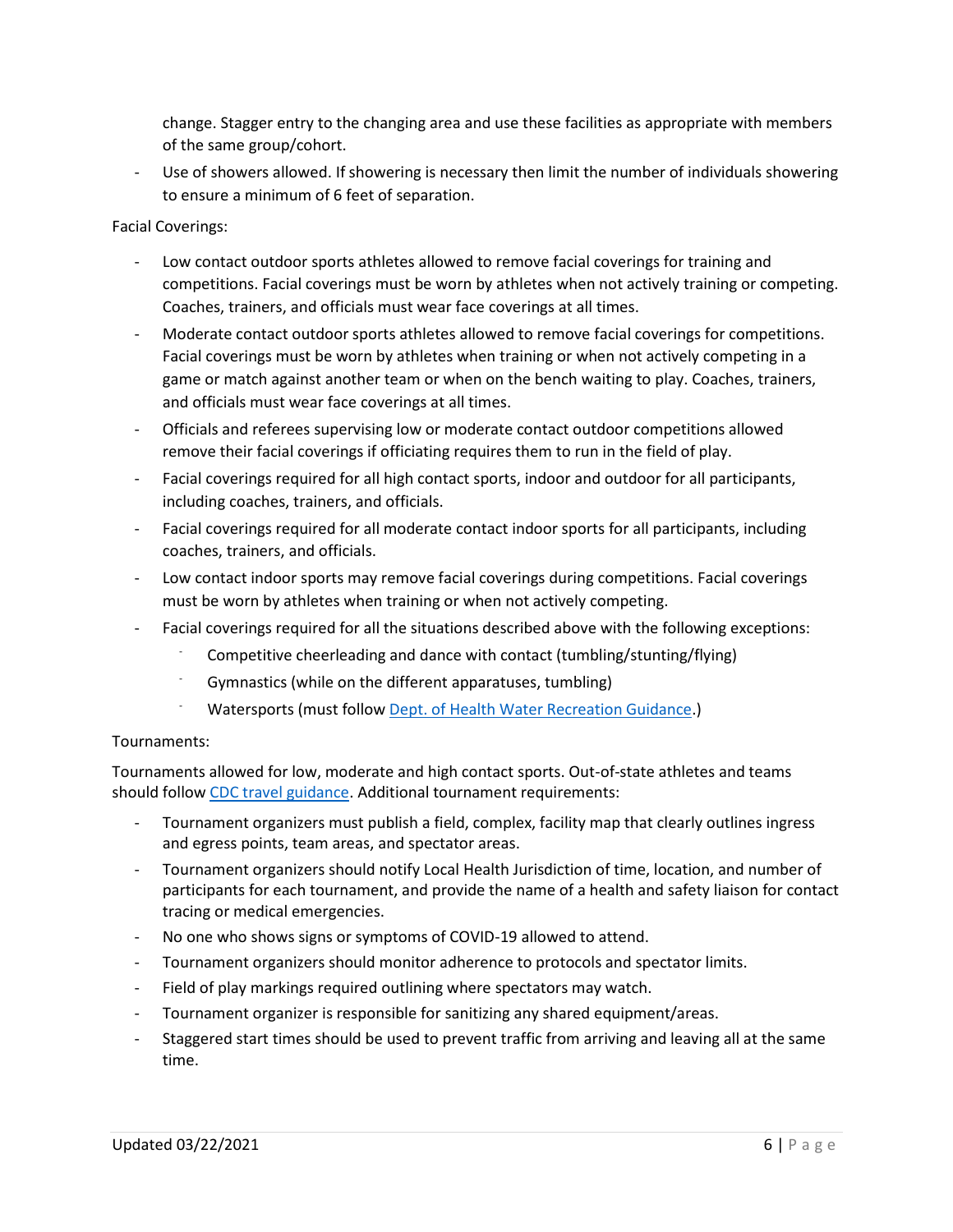change. Stagger entry to the changing area and use these facilities as appropriate with members of the same group/cohort.

- Use of showers allowed. If showering is necessary then limit the number of individuals showering to ensure a minimum of 6 feet of separation.

Facial Coverings:

- Low contact outdoor sports athletes allowed to remove facial coverings for training and competitions. Facial coverings must be worn by athletes when not actively training or competing. Coaches, trainers, and officials must wear face coverings at all times.
- Moderate contact outdoor sports athletes allowed to remove facial coverings for competitions. Facial coverings must be worn by athletes when training or when not actively competing in a game or match against another team or when on the bench waiting to play. Coaches, trainers, and officials must wear face coverings at all times.
- Officials and referees supervising low or moderate contact outdoor competitions allowed remove their facial coverings if officiating requires them to run in the field of play.
- Facial coverings required for all high contact sports, indoor and outdoor for all participants, including coaches, trainers, and officials.
- Facial coverings required for all moderate contact indoor sports for all participants, including coaches, trainers, and officials.
- Low contact indoor sports may remove facial coverings during competitions. Facial coverings must be worn by athletes when training or when not actively competing.
- Facial coverings required for all the situations described above with the following exceptions:
  - Competitive cheerleading and dance with contact (tumbling/stunting/flying)
  - Gymnastics (while on the different apparatuses, tumbling)
  - Watersports (must follow Dept. of Health Water Recreation Guidance.)

Tournaments:

Tournaments allowed for low, moderate and high contact sports. Out-of-state athletes and teams should follow CDC travel guidance. Additional tournament requirements:

- Tournament organizers must publish a field, complex, facility map that clearly outlines ingress and egress points, team areas, and spectator areas.
- Tournament organizers should notify Local Health Jurisdiction of time, location, and number of participants for each tournament, and provide the name of a health and safety liaison for contact tracing or medical emergencies.
- No one who shows signs or symptoms of COVID-19 allowed to attend.
- Tournament organizers should monitor adherence to protocols and spectator limits.
- Field of play markings required outlining where spectators may watch.
- Tournament organizer is responsible for sanitizing any shared equipment/areas.
- Staggered start times should be used to prevent traffic from arriving and leaving all at the same time.

Updated 03/22/2021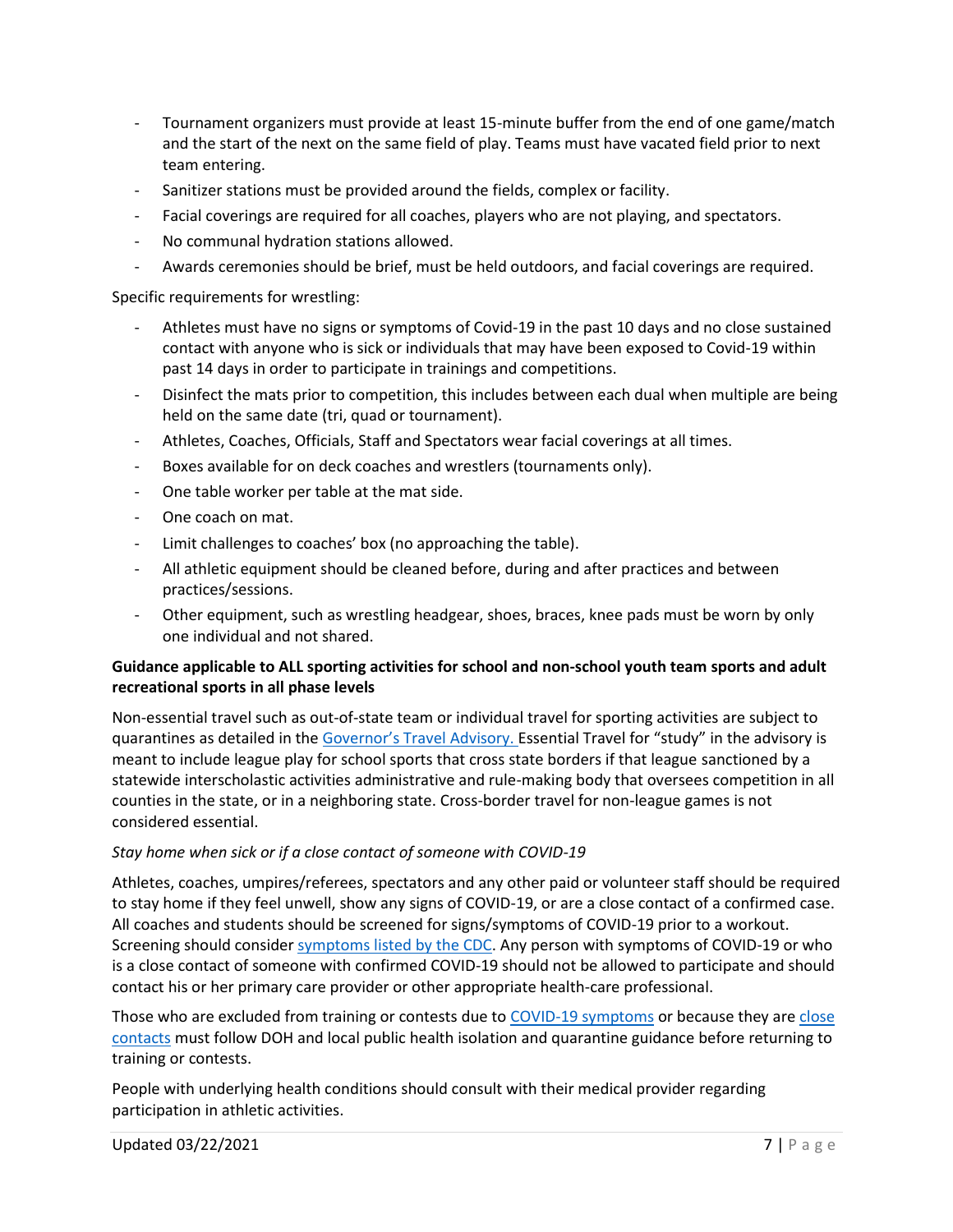- Tournament organizers must provide at least 15-minute buffer from the end of one game/match and the start of the next on the same field of play. Teams must have vacated field prior to next team entering.
- Sanitizer stations must be provided around the fields, complex or facility.
- Facial coverings are required for all coaches, players who are not playing, and spectators.
- No communal hydration stations allowed.
- Awards ceremonies should be brief, must be held outdoors, and facial coverings are required.

Specific requirements for wrestling:

- Athletes must have no signs or symptoms of Covid-19 in the past 10 days and no close sustained contact with anyone who is sick or individuals that may have been exposed to Covid-19 within past 14 days in order to participate in trainings and competitions.
- Disinfect the mats prior to competition, this includes between each dual when multiple are being held on the same date (tri, quad or tournament).
- Athletes, Coaches, Officials, Staff and Spectators wear facial coverings at all times.
- Boxes available for on deck coaches and wrestlers (tournaments only).
- One table worker per table at the mat side.
- One coach on mat.
- Limit challenges to coaches' box (no approaching the table).
- All athletic equipment should be cleaned before, during and after practices and between practices/sessions.
- Other equipment, such as wrestling headgear, shoes, braces, knee pads must be worn by only one individual and not shared.

**Guidance applicable to ALL sporting activities for school and non-school youth team sports and adult recreational sports in all phase levels**

Non-essential travel such as out-of-state team or individual travel for sporting activities are subject to quarantines as detailed in the Governor's Travel Advisory. Essential Travel for "study" in the advisory is meant to include league play for school sports that cross state borders if that league sanctioned by a statewide interscholastic activities administrative and rule-making body that oversees competition in all counties in the state, or in a neighboring state. Cross-border travel for non-league games is not considered essential.

*Stay home when sick or if a close contact of someone with COVID-19*

Athletes, coaches, umpires/referees, spectators and any other paid or volunteer staff should be required to stay home if they feel unwell, show any signs of COVID-19, or are a close contact of a confirmed case. All coaches and students should be screened for signs/symptoms of COVID-19 prior to a workout. Screening should consider symptoms listed by the CDC. Any person with symptoms of COVID-19 or who is a close contact of someone with confirmed COVID-19 should not be allowed to participate and should contact his or her primary care provider or other appropriate health-care professional.

Those who are excluded from training or contests due to COVID-19 symptoms or because they are close contacts must follow DOH and local public health isolation and quarantine guidance before returning to training or contests.

People with underlying health conditions should consult with their medical provider regarding participation in athletic activities.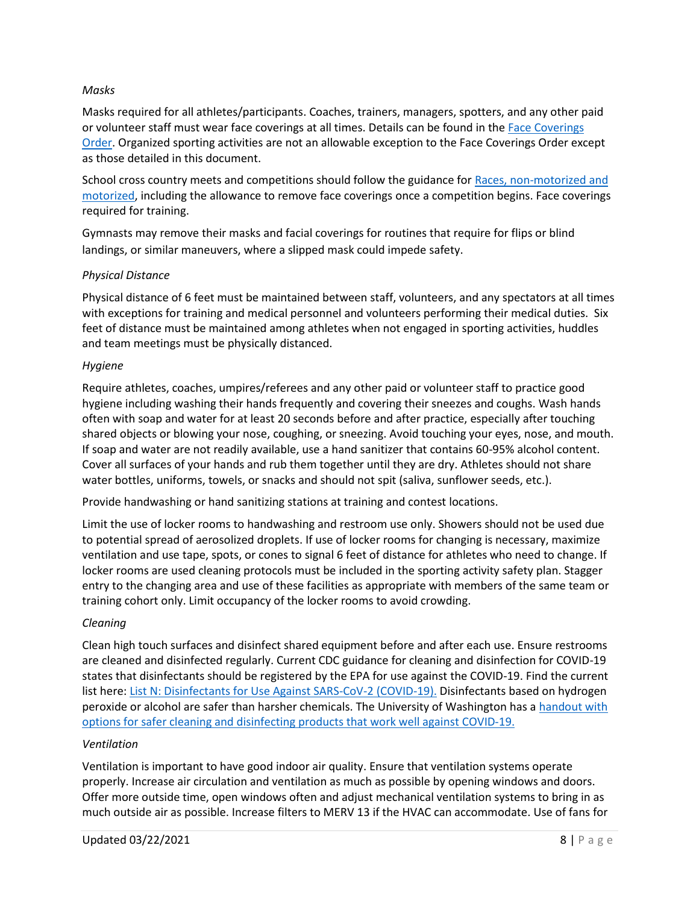*Masks*

Masks required for all athletes/participants. Coaches, trainers, managers, spotters, and any other paid or volunteer staff must wear face coverings at all times. Details can be found in the [Face Coverings Order](). Organized sporting activities are not an allowable exception to the Face Coverings Order except as those detailed in this document.

School cross country meets and competitions should follow the guidance for [Races, non-motorized and motorized](), including the allowance to remove face coverings once a competition begins. Face coverings required for training.

Gymnasts may remove their masks and facial coverings for routines that require for flips or blind landings, or similar maneuvers, where a slipped mask could impede safety.

*Physical Distance*

Physical distance of 6 feet must be maintained between staff, volunteers, and any spectators at all times with exceptions for training and medical personnel and volunteers performing their medical duties. Six feet of distance must be maintained among athletes when not engaged in sporting activities, huddles and team meetings must be physically distanced.

*Hygiene*

Require athletes, coaches, umpires/referees and any other paid or volunteer staff to practice good hygiene including washing their hands frequently and covering their sneezes and coughs. Wash hands often with soap and water for at least 20 seconds before and after practice, especially after touching shared objects or blowing your nose, coughing, or sneezing. Avoid touching your eyes, nose, and mouth. If soap and water are not readily available, use a hand sanitizer that contains 60-95% alcohol content. Cover all surfaces of your hands and rub them together until they are dry. Athletes should not share water bottles, uniforms, towels, or snacks and should not spit (saliva, sunflower seeds, etc.).

Provide handwashing or hand sanitizing stations at training and contest locations.

Limit the use of locker rooms to handwashing and restroom use only. Showers should not be used due to potential spread of aerosolized droplets. If use of locker rooms for changing is necessary, maximize ventilation and use tape, spots, or cones to signal 6 feet of distance for athletes who need to change. If locker rooms are used cleaning protocols must be included in the sporting activity safety plan. Stagger entry to the changing area and use of these facilities as appropriate with members of the same team or training cohort only. Limit occupancy of the locker rooms to avoid crowding.

*Cleaning*

Clean high touch surfaces and disinfect shared equipment before and after each use. Ensure restrooms are cleaned and disinfected regularly. Current CDC guidance for cleaning and disinfection for COVID-19 states that disinfectants should be registered by the EPA for use against the COVID-19. Find the current list here: [List N: Disinfectants for Use Against SARS-CoV-2 (COVID-19).]() Disinfectants based on hydrogen peroxide or alcohol are safer than harsher chemicals. The University of Washington has a [handout with options for safer cleaning and disinfecting products that work well against COVID-19.]()

*Ventilation*

Ventilation is important to have good indoor air quality. Ensure that ventilation systems operate properly. Increase air circulation and ventilation as much as possible by opening windows and doors. Offer more outside time, open windows often and adjust mechanical ventilation systems to bring in as much outside air as possible. Increase filters to MERV 13 if the HVAC can accommodate. Use of fans for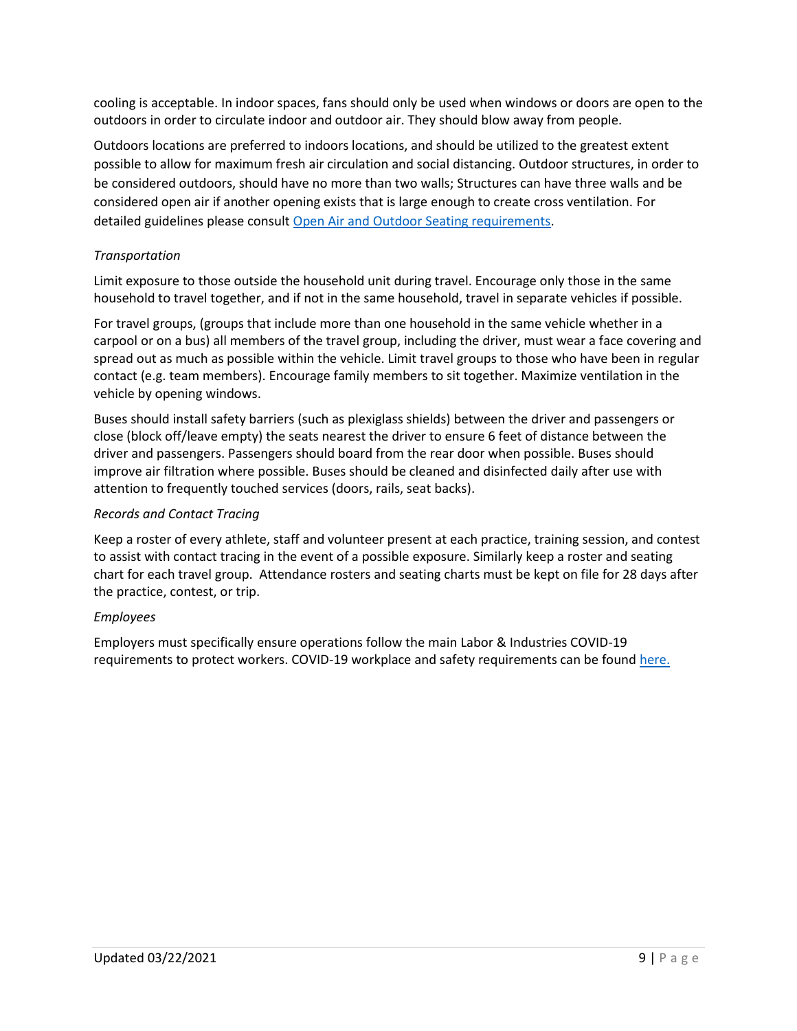cooling is acceptable. In indoor spaces, fans should only be used when windows or doors are open to the outdoors in order to circulate indoor and outdoor air. They should blow away from people.

Outdoors locations are preferred to indoors locations, and should be utilized to the greatest extent possible to allow for maximum fresh air circulation and social distancing. Outdoor structures, in order to be considered outdoors, should have no more than two walls; Structures can have three walls and be considered open air if another opening exists that is large enough to create cross ventilation. For detailed guidelines please consult [Open Air and Outdoor Seating requirements](#).

*Transportation*

Limit exposure to those outside the household unit during travel. Encourage only those in the same household to travel together, and if not in the same household, travel in separate vehicles if possible.

For travel groups, (groups that include more than one household in the same vehicle whether in a carpool or on a bus) all members of the travel group, including the driver, must wear a face covering and spread out as much as possible within the vehicle. Limit travel groups to those who have been in regular contact (e.g. team members). Encourage family members to sit together. Maximize ventilation in the vehicle by opening windows.

Buses should install safety barriers (such as plexiglass shields) between the driver and passengers or close (block off/leave empty) the seats nearest the driver to ensure 6 feet of distance between the driver and passengers. Passengers should board from the rear door when possible. Buses should improve air filtration where possible. Buses should be cleaned and disinfected daily after use with attention to frequently touched services (doors, rails, seat backs).

*Records and Contact Tracing*

Keep a roster of every athlete, staff and volunteer present at each practice, training session, and contest to assist with contact tracing in the event of a possible exposure. Similarly keep a roster and seating chart for each travel group. Attendance rosters and seating charts must be kept on file for 28 days after the practice, contest, or trip.

*Employees*

Employers must specifically ensure operations follow the main Labor & Industries COVID-19 requirements to protect workers. COVID-19 workplace and safety requirements can be found [here.](#)